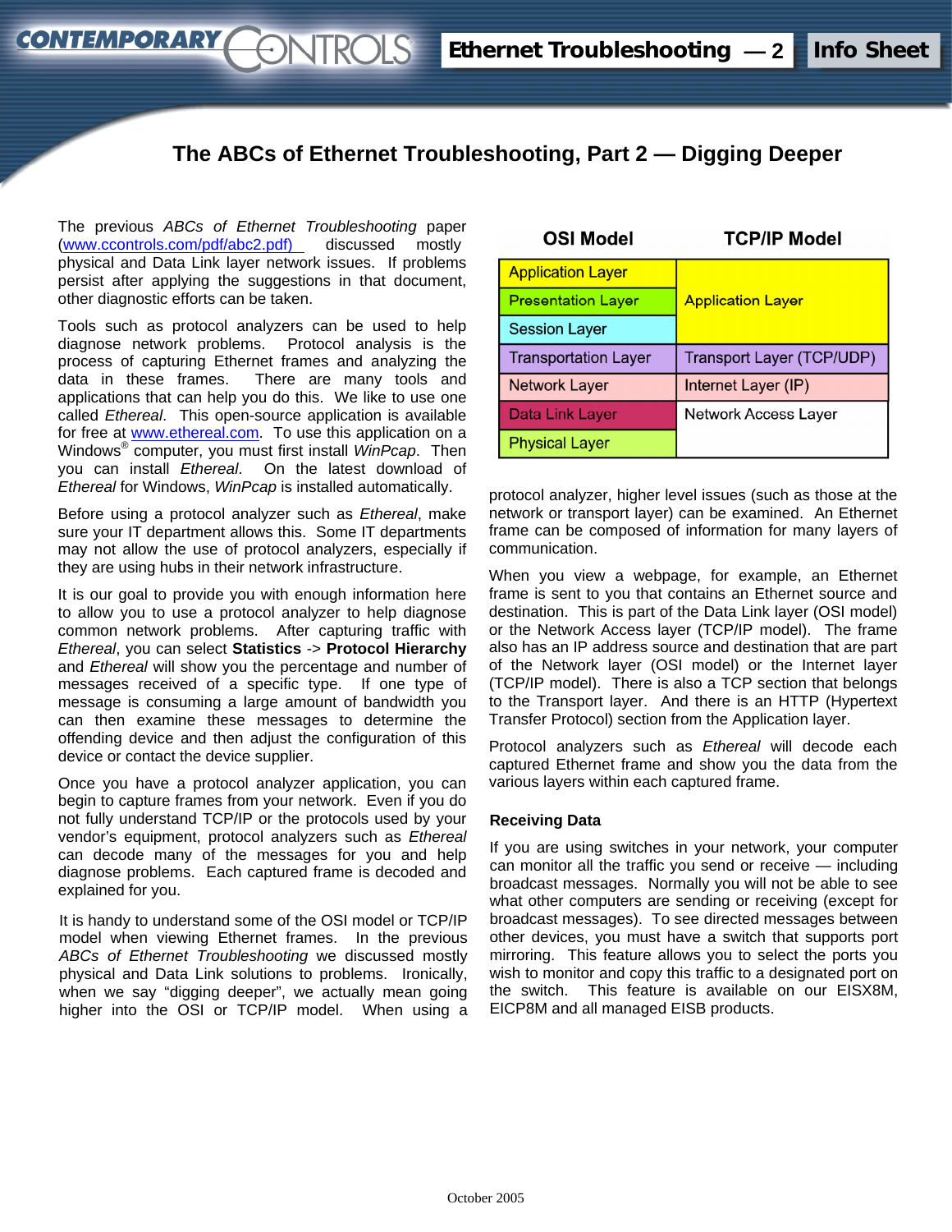# The ABCs of Ethernet Troubleshooting, Part 2 — Digging Deeper

The previous *ABCs of Ethernet Troubleshooting* paper (www.ccontrols.com/pdf/abc2.pdf) discussed mostly physical and Data Link layer network issues. If problems persist after applying the suggestions in that document, other diagnostic efforts can be taken.

Tools such as protocol analyzers can be used to help diagnose network problems. Protocol analysis is the process of capturing Ethernet frames and analyzing the data in these frames. There are many tools and applications that can help you do this. We like to use one called *Ethereal*. This open-source application is available for free at www.ethereal.com. To use this application on a Windows® computer, you must first install *WinPcap*. Then you can install *Ethereal*. On the latest download of *Ethereal* for Windows, *WinPcap* is installed automatically.

Before using a protocol analyzer such as *Ethereal*, make sure your IT department allows this. Some IT departments may not allow the use of protocol analyzers, especially if they are using hubs in their network infrastructure.

It is our goal to provide you with enough information here to allow you to use a protocol analyzer to help diagnose common network problems. After capturing traffic with *Ethereal*, you can select **Statistics** -> **Protocol Hierarchy** and *Ethereal* will show you the percentage and number of messages received of a specific type. If one type of message is consuming a large amount of bandwidth you can then examine these messages to determine the offending device and then adjust the configuration of this device or contact the device supplier.

Once you have a protocol analyzer application, you can begin to capture frames from your network. Even if you do not fully understand TCP/IP or the protocols used by your vendor's equipment, protocol analyzers such as *Ethereal* can decode many of the messages for you and help diagnose problems. Each captured frame is decoded and explained for you.

It is handy to understand some of the OSI model or TCP/IP model when viewing Ethernet frames. In the previous *ABCs of Ethernet Troubleshooting* we discussed mostly physical and Data Link solutions to problems. Ironically, when we say "digging deeper", we actually mean going higher into the OSI or TCP/IP model. When using a protocol analyzer, higher level issues (such as those at the network or transport layer) can be examined. An Ethernet frame can be composed of information for many layers of communication.

| OSI Model | TCP/IP Model |
|---|---|
| Application Layer | Application Layer |
| Presentation Layer | |
| Session Layer | |
| Transportation Layer | Transport Layer (TCP/UDP) |
| Network Layer | Internet Layer (IP) |
| Data Link Layer | Network Access Layer |
| Physical Layer | |

When you view a webpage, for example, an Ethernet frame is sent to you that contains an Ethernet source and destination. This is part of the Data Link layer (OSI model) or the Network Access layer (TCP/IP model). The frame also has an IP address source and destination that are part of the Network layer (OSI model) or the Internet layer (TCP/IP model). There is also a TCP section that belongs to the Transport layer. And there is an HTTP (Hypertext Transfer Protocol) section from the Application layer.

Protocol analyzers such as *Ethereal* will decode each captured Ethernet frame and show you the data from the various layers within each captured frame.

### Receiving Data

If you are using switches in your network, your computer can monitor all the traffic you send or receive — including broadcast messages. Normally you will not be able to see what other computers are sending or receiving (except for broadcast messages). To see directed messages between other devices, you must have a switch that supports port mirroring. This feature allows you to select the ports you wish to monitor and copy this traffic to a designated port on the switch. This feature is available on our EISX8M, EICP8M and all managed EISB products.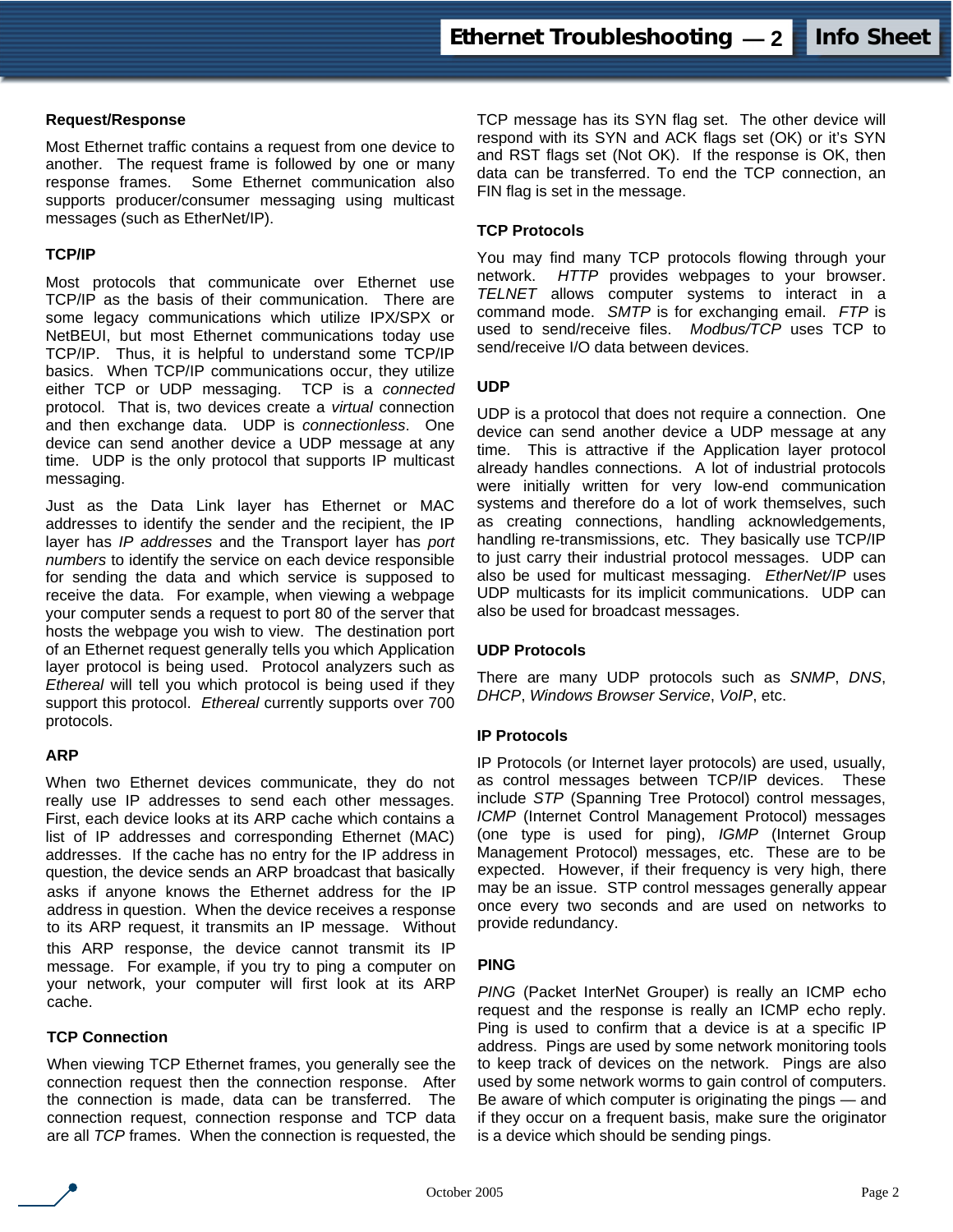### Request/Response

Most Ethernet traffic contains a request from one device to another. The request frame is followed by one or many response frames. Some Ethernet communication also supports producer/consumer messaging using multicast messages (such as EtherNet/IP).

### TCP/IP

Most protocols that communicate over Ethernet use TCP/IP as the basis of their communication. There are some legacy communications which utilize IPX/SPX or NetBEUI, but most Ethernet communications today use TCP/IP. Thus, it is helpful to understand some TCP/IP basics. When TCP/IP communications occur, they utilize either TCP or UDP messaging. TCP is a *connected* protocol. That is, two devices create a *virtual* connection and then exchange data. UDP is *connectionless*. One device can send another device a UDP message at any time. UDP is the only protocol that supports IP multicast messaging.

Just as the Data Link layer has Ethernet or MAC addresses to identify the sender and the recipient, the IP layer has *IP addresses* and the Transport layer has *port numbers* to identify the service on each device responsible for sending the data and which service is supposed to receive the data. For example, when viewing a webpage your computer sends a request to port 80 of the server that hosts the webpage you wish to view. The destination port of an Ethernet request generally tells you which Application layer protocol is being used. Protocol analyzers such as *Ethereal* will tell you which protocol is being used if they support this protocol. *Ethereal* currently supports over 700 protocols.

### ARP

When two Ethernet devices communicate, they do not really use IP addresses to send each other messages. First, each device looks at its ARP cache which contains a list of IP addresses and corresponding Ethernet (MAC) addresses. If the cache has no entry for the IP address in question, the device sends an ARP broadcast that basically asks if anyone knows the Ethernet address for the IP address in question. When the device receives a response to its ARP request, it transmits an IP message. Without this ARP response, the device cannot transmit its IP message. For example, if you try to ping a computer on your network, your computer will first look at its ARP cache.

### TCP Connection

When viewing TCP Ethernet frames, you generally see the connection request then the connection response. After the connection is made, data can be transferred. The connection request, connection response and TCP data are all *TCP* frames. When the connection is requested, the TCP message has its SYN flag set. The other device will respond with its SYN and ACK flags set (OK) or it's SYN and RST flags set (Not OK). If the response is OK, then data can be transferred. To end the TCP connection, an FIN flag is set in the message.

### TCP Protocols

You may find many TCP protocols flowing through your network. *HTTP* provides webpages to your browser. *TELNET* allows computer systems to interact in a command mode. *SMTP* is for exchanging email. *FTP* is used to send/receive files. *Modbus/TCP* uses TCP to send/receive I/O data between devices.

### UDP

UDP is a protocol that does not require a connection. One device can send another device a UDP message at any time. This is attractive if the Application layer protocol already handles connections. A lot of industrial protocols were initially written for very low-end communication systems and therefore do a lot of work themselves, such as creating connections, handling acknowledgements, handling re-transmissions, etc. They basically use TCP/IP to just carry their industrial protocol messages. UDP can also be used for multicast messaging. *EtherNet/IP* uses UDP multicasts for its implicit communications. UDP can also be used for broadcast messages.

### UDP Protocols

There are many UDP protocols such as *SNMP*, *DNS*, *DHCP*, *Windows Browser Service*, *VoIP*, etc.

### IP Protocols

IP Protocols (or Internet layer protocols) are used, usually, as control messages between TCP/IP devices. These include *STP* (Spanning Tree Protocol) control messages, *ICMP* (Internet Control Management Protocol) messages (one type is used for ping), *IGMP* (Internet Group Management Protocol) messages, etc. These are to be expected. However, if their frequency is very high, there may be an issue. STP control messages generally appear once every two seconds and are used on networks to provide redundancy.

### PING

*PING* (Packet InterNet Grouper) is really an ICMP echo request and the response is really an ICMP echo reply. Ping is used to confirm that a device is at a specific IP address. Pings are used by some network monitoring tools to keep track of devices on the network. Pings are also used by some network worms to gain control of computers. Be aware of which computer is originating the pings — and if they occur on a frequent basis, make sure the originator is a device which should be sending pings.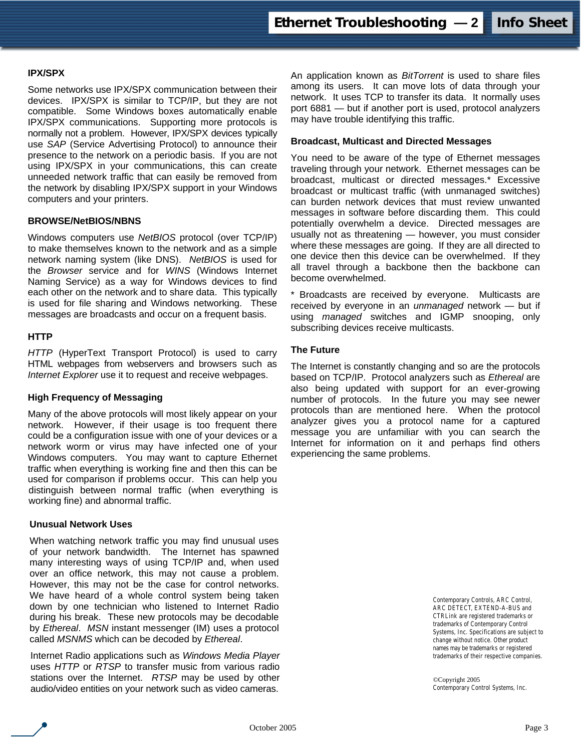### IPX/SPX

Some networks use IPX/SPX communication between their devices. IPX/SPX is similar to TCP/IP, but they are not compatible. Some Windows boxes automatically enable IPX/SPX communications. Supporting more protocols is normally not a problem. However, IPX/SPX devices typically use *SAP* (Service Advertising Protocol) to announce their presence to the network on a periodic basis. If you are not using IPX/SPX in your communications, this can create unneeded network traffic that can easily be removed from the network by disabling IPX/SPX support in your Windows computers and your printers.

### BROWSE/NetBIOS/NBNS

Windows computers use *NetBIOS* protocol (over TCP/IP) to make themselves known to the network and as a simple network naming system (like DNS). *NetBIOS* is used for the *Browser* service and for *WINS* (Windows Internet Naming Service) as a way for Windows devices to find each other on the network and to share data. This typically is used for file sharing and Windows networking. These messages are broadcasts and occur on a frequent basis.

### HTTP

*HTTP* (HyperText Transport Protocol) is used to carry HTML webpages from webservers and browsers such as *Internet Explorer* use it to request and receive webpages.

### High Frequency of Messaging

Many of the above protocols will most likely appear on your network. However, if their usage is too frequent there could be a configuration issue with one of your devices or a network worm or virus may have infected one of your Windows computers. You may want to capture Ethernet traffic when everything is working fine and then this can be used for comparison if problems occur. This can help you distinguish between normal traffic (when everything is working fine) and abnormal traffic.

### Unusual Network Uses

When watching network traffic you may find unusual uses of your network bandwidth. The Internet has spawned many interesting ways of using TCP/IP and, when used over an office network, this may not cause a problem. However, this may not be the case for control networks. We have heard of a whole control system being taken down by one technician who listened to Internet Radio during his break. These new protocols may be decodable by *Ethereal*. *MSN* instant messenger (IM) uses a protocol called *MSNMS* which can be decoded by *Ethereal*.

Internet Radio applications such as *Windows Media Player* uses *HTTP* or *RTSP* to transfer music from various radio stations over the Internet. *RTSP* may be used by other audio/video entities on your network such as video cameras.

An application known as *BitTorrent* is used to share files among its users. It can move lots of data through your network. It uses TCP to transfer its data. It normally uses port 6881 — but if another port is used, protocol analyzers may have trouble identifying this traffic.

### Broadcast, Multicast and Directed Messages

You need to be aware of the type of Ethernet messages traveling through your network. Ethernet messages can be broadcast, multicast or directed messages.* Excessive broadcast or multicast traffic (with unmanaged switches) can burden network devices that must review unwanted messages in software before discarding them. This could potentially overwhelm a device. Directed messages are usually not as threatening — however, you must consider where these messages are going. If they are all directed to one device then this device can be overwhelmed. If they all travel through a backbone then the backbone can become overwhelmed.

* Broadcasts are received by everyone. Multicasts are received by everyone in an *unmanaged* network — but if using *managed* switches and IGMP snooping, only subscribing devices receive multicasts.

### The Future

The Internet is constantly changing and so are the protocols based on TCP/IP. Protocol analyzers such as *Ethereal* are also being updated with support for an ever-growing number of protocols. In the future you may see newer protocols than are mentioned here. When the protocol analyzer gives you a protocol name for a captured message you are unfamiliar with you can search the Internet for information on it and perhaps find others experiencing the same problems.

Contemporary Controls, ARC Control, ARC DETECT, EXTEND-A-BUS and CTRLink are registered trademarks or trademarks of Contemporary Control Systems, Inc. Specifications are subject to change without notice. Other product names may be trademarks or registered trademarks of their respective companies.

©Copyright 2005
Contemporary Control Systems, Inc.